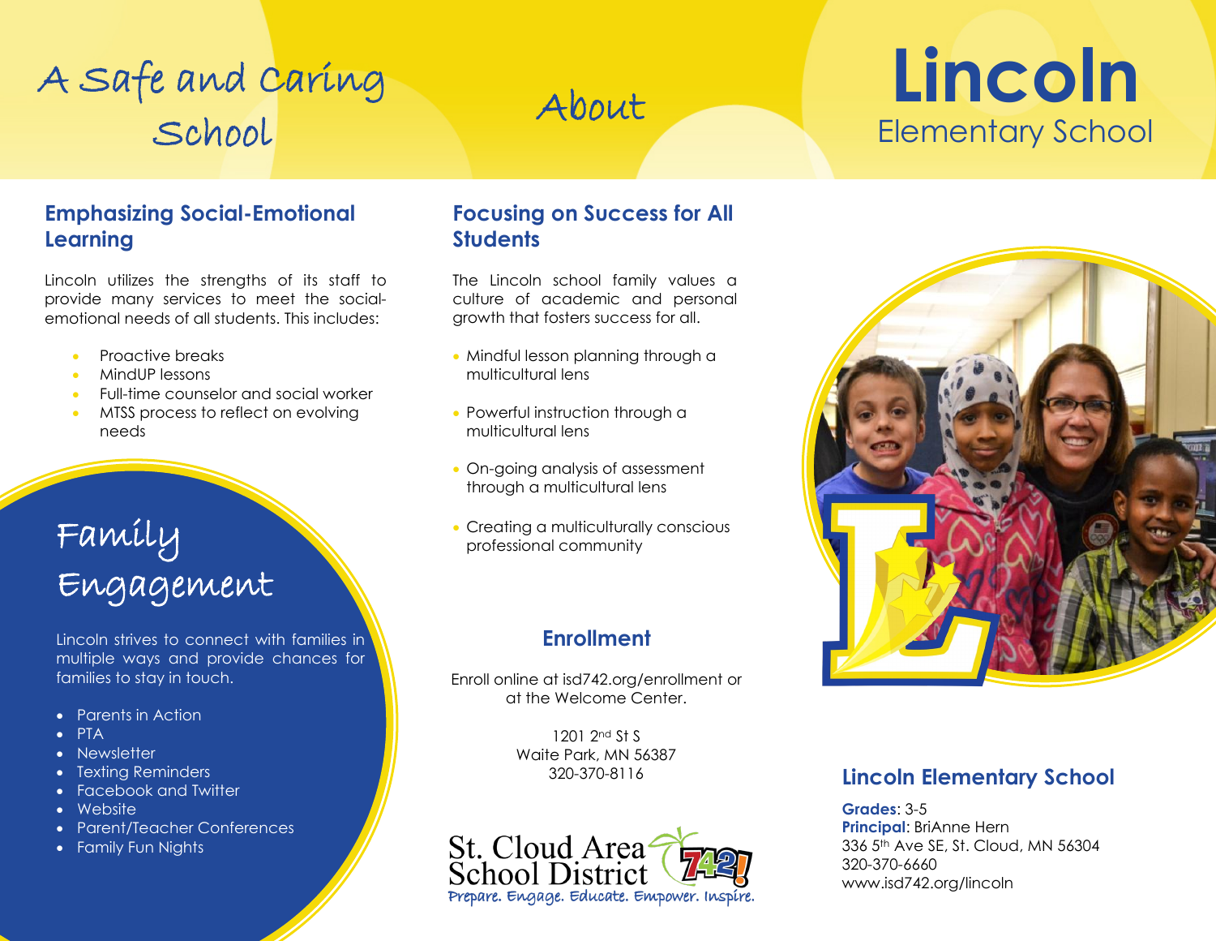# A Safe and Caring School

## Emphasizing Social-Emotional Learning

Lincoln utilizes the strengths of its staff to provide many services to meet the social-emotional needs of all students. This includes:

- Proactive breaks
- MindUP lessons
- Full-time counselor and social worker
- MTSS process to reflect on evolving needs

## Family Engagement

Lincoln strives to connect with families in multiple ways and provide chances for families to stay in touch.

- Parents in Action
- PTA
- Newsletter
- Texting Reminders
- Facebook and Twitter
- Website
- Parent/Teacher Conferences
- Family Fun Nights

# About

## Focusing on Success for All Students

The Lincoln school family values a culture of academic and personal growth that fosters success for all.

- Mindful lesson planning through a multicultural lens
- Powerful instruction through a multicultural lens
- On-going analysis of assessment through a multicultural lens
- Creating a multiculturally conscious professional community

## Enrollment

Enroll online at isd742.org/enrollment or at the Welcome Center.

1201 2nd St S
Waite Park, MN 56387
320-370-8116

St. Cloud Area School District 742!
Prepare. Engage. Educate. Empower. Inspire.

# Lincoln Elementary School

## Lincoln Elementary School

**Grades**: 3-5
**Principal**: BriAnne Hern
336 5th Ave SE, St. Cloud, MN 56304
320-370-6660
www.isd742.org/lincoln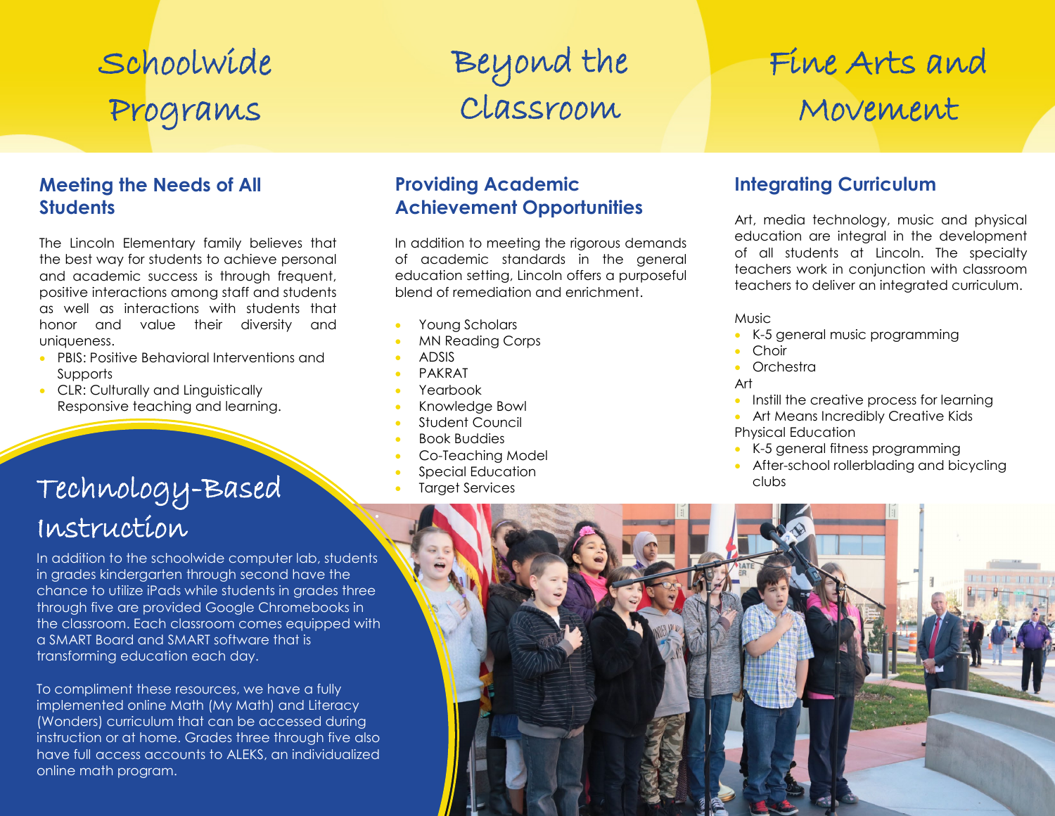# Schoolwide Programs

## Meeting the Needs of All Students

The Lincoln Elementary family believes that the best way for students to achieve personal and academic success is through frequent, positive interactions among staff and students as well as interactions with students that honor and value their diversity and uniqueness.

- PBIS: Positive Behavioral Interventions and Supports
- CLR: Culturally and Linguistically Responsive teaching and learning.

# Technology-Based Instruction

In addition to the schoolwide computer lab, students in grades kindergarten through second have the chance to utilize iPads while students in grades three through five are provided Google Chromebooks in the classroom. Each classroom comes equipped with a SMART Board and SMART software that is transforming education each day.

To compliment these resources, we have a fully implemented online Math (My Math) and Literacy (Wonders) curriculum that can be accessed during instruction or at home. Grades three through five also have full access accounts to ALEKS, an individualized online math program.

# Beyond the Classroom

## Providing Academic Achievement Opportunities

In addition to meeting the rigorous demands of academic standards in the general education setting, Lincoln offers a purposeful blend of remediation and enrichment.

- Young Scholars
- MN Reading Corps
- ADSIS
- PAKRAT
- Yearbook
- Knowledge Bowl
- Student Council
- Book Buddies
- Co-Teaching Model
- Special Education
- Target Services

# Fine Arts and Movement

## Integrating Curriculum

Art, media technology, music and physical education are integral in the development of all students at Lincoln. The specialty teachers work in conjunction with classroom teachers to deliver an integrated curriculum.

Music

- K-5 general music programming
- Choir
- Orchestra

Art

- Instill the creative process for learning
- Art Means Incredibly Creative Kids

Physical Education

- K-5 general fitness programming
- After-school rollerblading and bicycling clubs